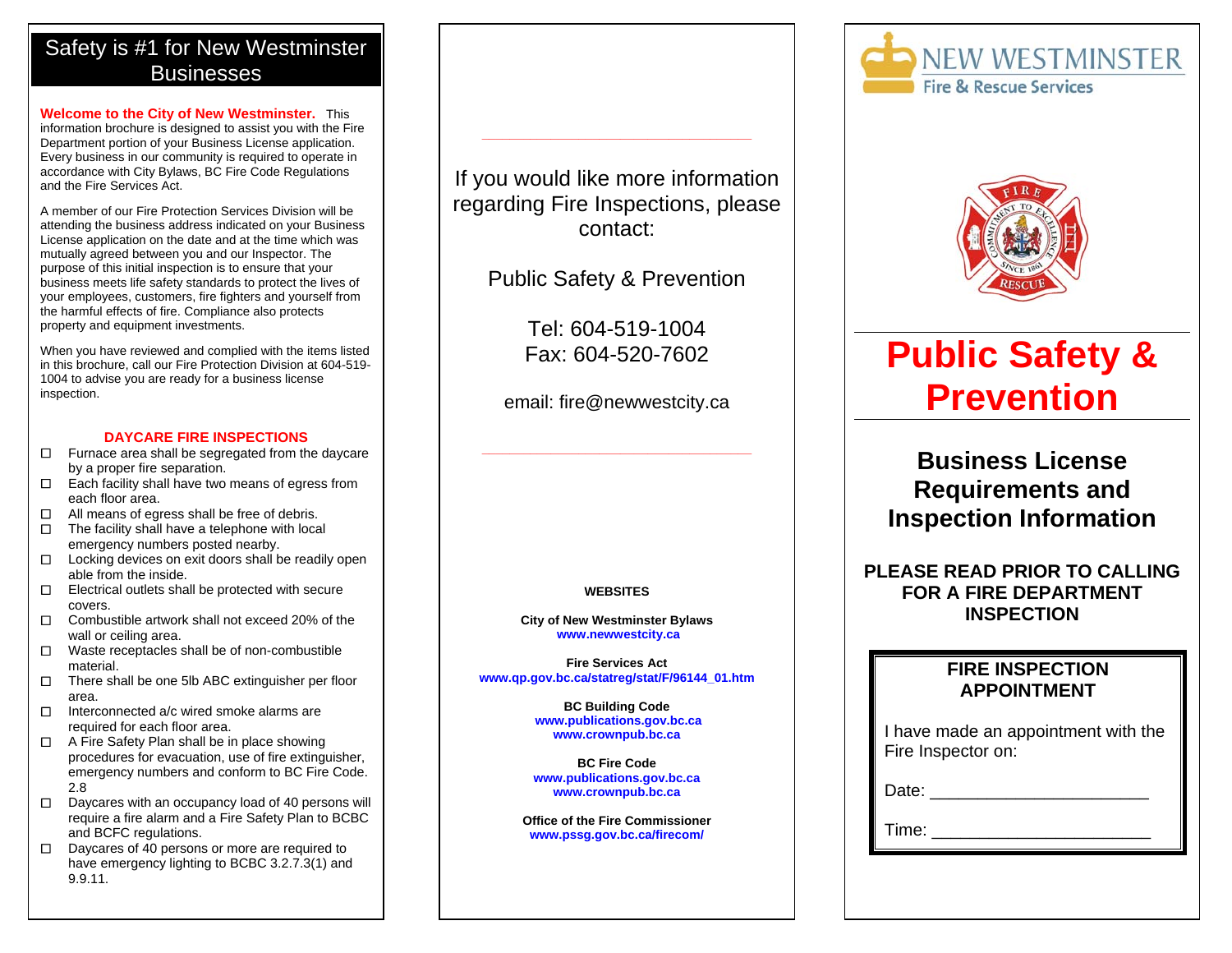## Safety is #1 for New Westminster Businesses

**Welcome to the City of New Westminster.** This information brochure is designed to assist you with the Fire Department portion of your Business License application. Every business in our community is required to operate in accordance with City Bylaws, BC Fire Code Regulations and the Fire Services Act.

A member of our Fire Protection Services Division will be attending the business address indicated on your Business License application on the date and at the time which was mutually agreed between you and our Inspector. The purpose of this initial inspection is to ensure that your business meets life safety standards to protect the lives of your employees, customers, fire fighters and yourself from the harmful effects of fire. Compliance also protects property and equipment investments.

When you have reviewed and complied with the items listed in this brochure, call our Fire Protection Division at 604-519-1004 to advise you are ready for a business license inspection.

### DAYCARE FIRE INSPECTIONS

- ☐ Furnace area shall be segregated from the daycare by a proper fire separation.
- ☐ Each facility shall have two means of egress from each floor area.
- ☐ All means of egress shall be free of debris.
- ☐ The facility shall have a telephone with local emergency numbers posted nearby.
- ☐ Locking devices on exit doors shall be readily open able from the inside.
- ☐ Electrical outlets shall be protected with secure covers.
- ☐ Combustible artwork shall not exceed 20% of the wall or ceiling area.
- ☐ Waste receptacles shall be of non-combustible material.
- ☐ There shall be one 5lb ABC extinguisher per floor area.
- ☐ Interconnected a/c wired smoke alarms are required for each floor area.
- ☐ A Fire Safety Plan shall be in place showing procedures for evacuation, use of fire extinguisher, emergency numbers and conform to BC Fire Code. 2.8
- ☐ Daycares with an occupancy load of 40 persons will require a fire alarm and a Fire Safety Plan to BCBC and BCFC regulations.
- ☐ Daycares of 40 persons or more are required to have emergency lighting to BCBC 3.2.7.3(1) and 9.9.11.

---

If you would like more information regarding Fire Inspections, please contact:

Public Safety & Prevention

Tel: 604-519-1004
Fax: 604-520-7602

email: fire@newwestcity.ca

---

**WEBSITES**

**City of New Westminster Bylaws**
www.newwestcity.ca

**Fire Services Act**
www.qp.gov.bc.ca/statreg/stat/F/96144_01.htm

**BC Building Code**
www.publications.gov.bc.ca
www.crownpub.bc.ca

**BC Fire Code**
www.publications.gov.bc.ca
www.crownpub.bc.ca

**Office of the Fire Commissioner**
www.pssg.gov.bc.ca/firecom/

---

NEW WESTMINSTER
Fire & Rescue Services

# Public Safety & Prevention

## Business License Requirements and Inspection Information

**PLEASE READ PRIOR TO CALLING FOR A FIRE DEPARTMENT INSPECTION**

**FIRE INSPECTION APPOINTMENT**

I have made an appointment with the Fire Inspector on:

Date: ______________________

Time: ______________________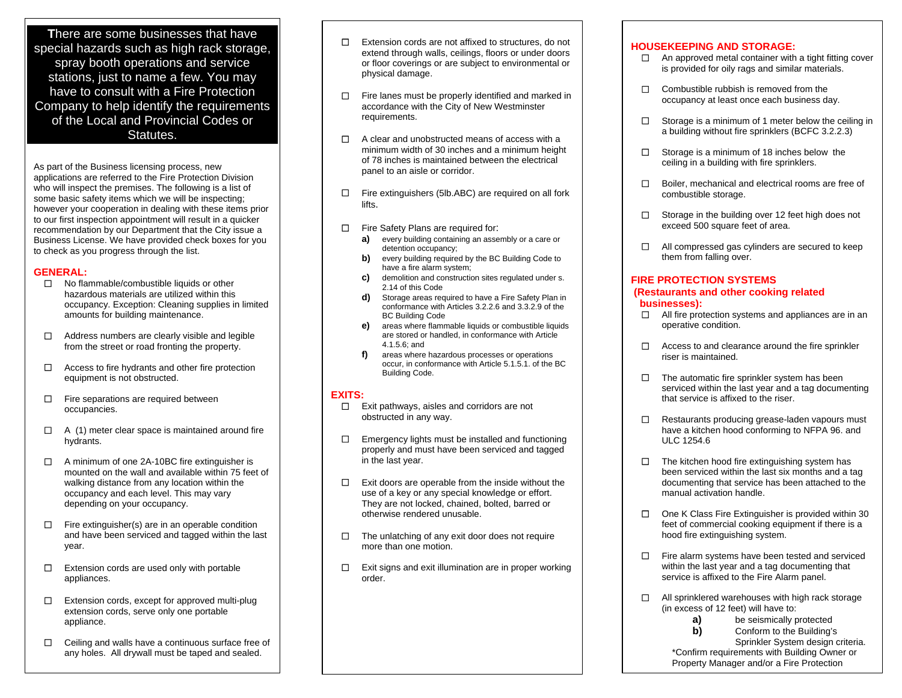**There are some businesses that have special hazards such as high rack storage, spray booth operations and service stations, just to name a few. You may have to consult with a Fire Protection Company to help identify the requirements of the Local and Provincial Codes or Statutes.**

As part of the Business licensing process, new applications are referred to the Fire Protection Division who will inspect the premises. The following is a list of some basic safety items which we will be inspecting; however your cooperation in dealing with these items prior to our first inspection appointment will result in a quicker recommendation by our Department that the City issue a Business License. We have provided check boxes for you to check as you progress through the list.

## GENERAL:

- ☐ No flammable/combustible liquids or other hazardous materials are utilized within this occupancy. Exception: Cleaning supplies in limited amounts for building maintenance.
- ☐ Address numbers are clearly visible and legible from the street or road fronting the property.
- ☐ Access to fire hydrants and other fire protection equipment is not obstructed.
- ☐ Fire separations are required between occupancies.
- ☐ A (1) meter clear space is maintained around fire hydrants.
- ☐ A minimum of one 2A-10BC fire extinguisher is mounted on the wall and available within 75 feet of walking distance from any location within the occupancy and each level. This may vary depending on your occupancy.
- ☐ Fire extinguisher(s) are in an operable condition and have been serviced and tagged within the last year.
- ☐ Extension cords are used only with portable appliances.
- ☐ Extension cords, except for approved multi-plug extension cords, serve only one portable appliance.
- ☐ Ceiling and walls have a continuous surface free of any holes. All drywall must be taped and sealed.
- ☐ Extension cords are not affixed to structures, do not extend through walls, ceilings, floors or under doors or floor coverings or are subject to environmental or physical damage.
- ☐ Fire lanes must be properly identified and marked in accordance with the City of New Westminster requirements.
- ☐ A clear and unobstructed means of access with a minimum width of 30 inches and a minimum height of 78 inches is maintained between the electrical panel to an aisle or corridor.
- ☐ Fire extinguishers (5lb.ABC) are required on all fork lifts.
- ☐ Fire Safety Plans are required for:
  - **a)** every building containing an assembly or a care or detention occupancy;
  - **b)** every building required by the BC Building Code to have a fire alarm system;
  - **c)** demolition and construction sites regulated under s. 2.14 of this Code
  - **d)** Storage areas required to have a Fire Safety Plan in conformance with Articles 3.2.2.6 and 3.3.2.9 of the BC Building Code
  - **e)** areas where flammable liquids or combustible liquids are stored or handled, in conformance with Article 4.1.5.6; and
  - **f)** areas where hazardous processes or operations occur, in conformance with Article 5.1.5.1. of the BC Building Code.

## EXITS:

- ☐ Exit pathways, aisles and corridors are not obstructed in any way.
- ☐ Emergency lights must be installed and functioning properly and must have been serviced and tagged in the last year.
- ☐ Exit doors are operable from the inside without the use of a key or any special knowledge or effort. They are not locked, chained, bolted, barred or otherwise rendered unusable.
- ☐ The unlatching of any exit door does not require more than one motion.
- ☐ Exit signs and exit illumination are in proper working order.

## HOUSEKEEPING AND STORAGE:

- ☐ An approved metal container with a tight fitting cover is provided for oily rags and similar materials.
- ☐ Combustible rubbish is removed from the occupancy at least once each business day.
- ☐ Storage is a minimum of 1 meter below the ceiling in a building without fire sprinklers (BCFC 3.2.2.3)
- ☐ Storage is a minimum of 18 inches below the ceiling in a building with fire sprinklers.
- ☐ Boiler, mechanical and electrical rooms are free of combustible storage.
- ☐ Storage in the building over 12 feet high does not exceed 500 square feet of area.
- ☐ All compressed gas cylinders are secured to keep them from falling over.

## FIRE PROTECTION SYSTEMS
### (Restaurants and other cooking related businesses):

- ☐ All fire protection systems and appliances are in an operative condition.
- ☐ Access to and clearance around the fire sprinkler riser is maintained.
- ☐ The automatic fire sprinkler system has been serviced within the last year and a tag documenting that service is affixed to the riser.
- ☐ Restaurants producing grease-laden vapours must have a kitchen hood conforming to NFPA 96. and ULC 1254.6
- ☐ The kitchen hood fire extinguishing system has been serviced within the last six months and a tag documenting that service has been attached to the manual activation handle.
- ☐ One K Class Fire Extinguisher is provided within 30 feet of commercial cooking equipment if there is a hood fire extinguishing system.
- ☐ Fire alarm systems have been tested and serviced within the last year and a tag documenting that service is affixed to the Fire Alarm panel.
- ☐ All sprinklered warehouses with high rack storage (in excess of 12 feet) will have to:
  - **a)** be seismically protected
  - **b)** Conform to the Building's Sprinkler System design criteria.

  *Confirm requirements with Building Owner or Property Manager and/or a Fire Protection